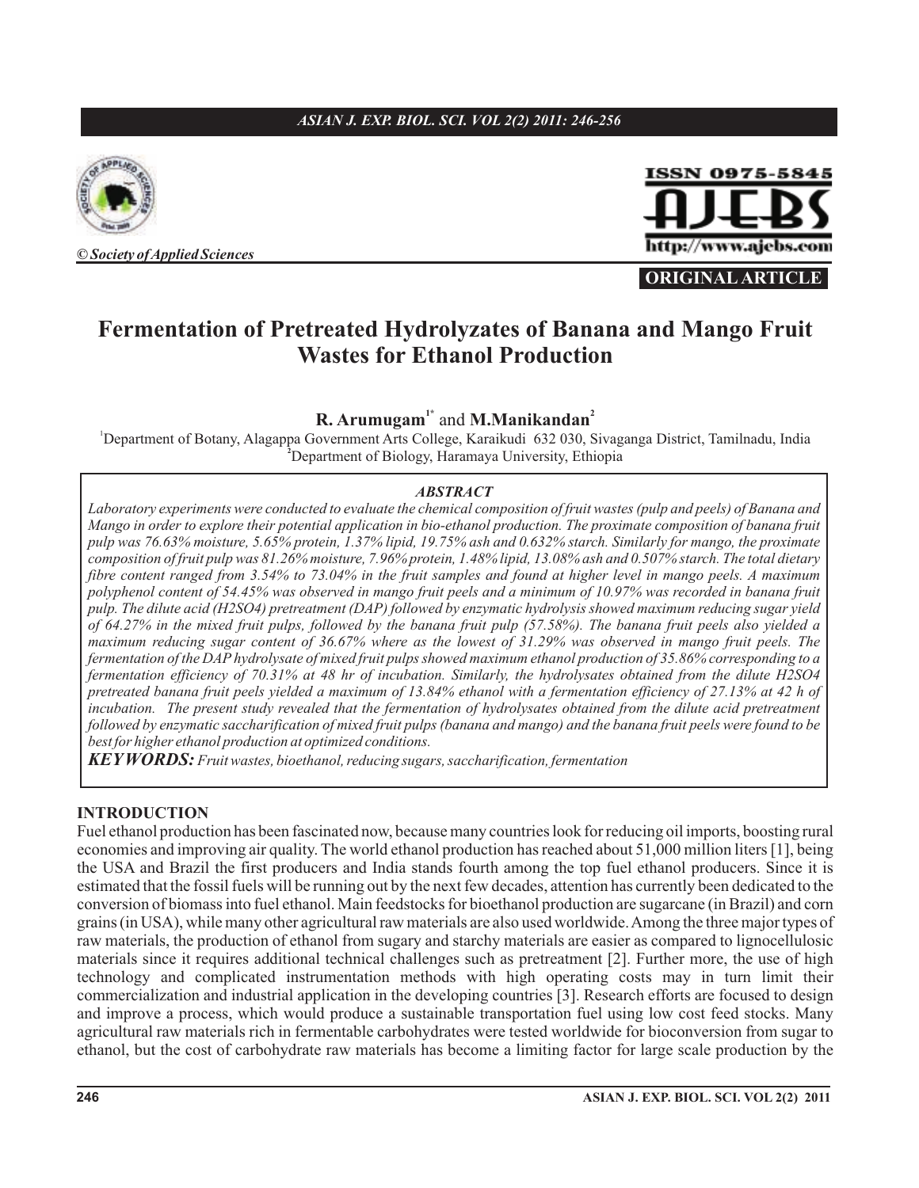**ORIGINAL ARTICLE**

# Fermentation of Pretreated Hydrolyzates of Banana and Mango Fruit Wastes for Ethanol Production

**R. Arumugam**[1*] and **M.Manikandan**[2]

[1]Department of Botany, Alagappa Government Arts College, Karaikudi 632 030, Sivaganga District, Tamilnadu, India
[2]Department of Biology, Haramaya University, Ethiopia

### ABSTRACT

*Laboratory experiments were conducted to evaluate the chemical composition of fruit wastes (pulp and peels) of Banana and Mango in order to explore their potential application in bio-ethanol production. The proximate composition of banana fruit pulp was 76.63% moisture, 5.65% protein, 1.37% lipid, 19.75% ash and 0.632% starch. Similarly for mango, the proximate composition of fruit pulp was 81.26% moisture, 7.96% protein, 1.48% lipid, 13.08% ash and 0.507% starch. The total dietary fibre content ranged from 3.54% to 73.04% in the fruit samples and found at higher level in mango peels. A maximum polyphenol content of 54.45% was observed in mango fruit peels and a minimum of 10.97% was recorded in banana fruit pulp. The dilute acid (H2SO4) pretreatment (DAP) followed by enzymatic hydrolysis showed maximum reducing sugar yield of 64.27% in the mixed fruit pulps, followed by the banana fruit pulp (57.58%). The banana fruit peels also yielded a maximum reducing sugar content of 36.67% where as the lowest of 31.29% was observed in mango fruit peels. The fermentation of the DAP hydrolysate of mixed fruit pulps showed maximum ethanol production of 35.86% corresponding to a fermentation efficiency of 70.31% at 48 hr of incubation. Similarly, the hydrolysates obtained from the dilute H2SO4 pretreated banana fruit peels yielded a maximum of 13.84% ethanol with a fermentation efficiency of 27.13% at 42 h of incubation. The present study revealed that the fermentation of hydrolysates obtained from the dilute acid pretreatment followed by enzymatic saccharification of mixed fruit pulps (banana and mango) and the banana fruit peels were found to be best for higher ethanol production at optimized conditions.*

***KEYWORDS:*** *Fruit wastes, bioethanol, reducing sugars, saccharification, fermentation*

## INTRODUCTION

Fuel ethanol production has been fascinated now, because many countries look for reducing oil imports, boosting rural economies and improving air quality. The world ethanol production has reached about 51,000 million liters [1], being the USA and Brazil the first producers and India stands fourth among the top fuel ethanol producers. Since it is estimated that the fossil fuels will be running out by the next few decades, attention has currently been dedicated to the conversion of biomass into fuel ethanol. Main feedstocks for bioethanol production are sugarcane (in Brazil) and corn grains (in USA), while many other agricultural raw materials are also used worldwide. Among the three major types of raw materials, the production of ethanol from sugary and starchy materials are easier as compared to lignocellulosic materials since it requires additional technical challenges such as pretreatment [2]. Further more, the use of high technology and complicated instrumentation methods with high operating costs may in turn limit their commercialization and industrial application in the developing countries [3]. Research efforts are focused to design and improve a process, which would produce a sustainable transportation fuel using low cost feed stocks. Many agricultural raw materials rich in fermentable carbohydrates were tested worldwide for bioconversion from sugar to ethanol, but the cost of carbohydrate raw materials has become a limiting factor for large scale production by the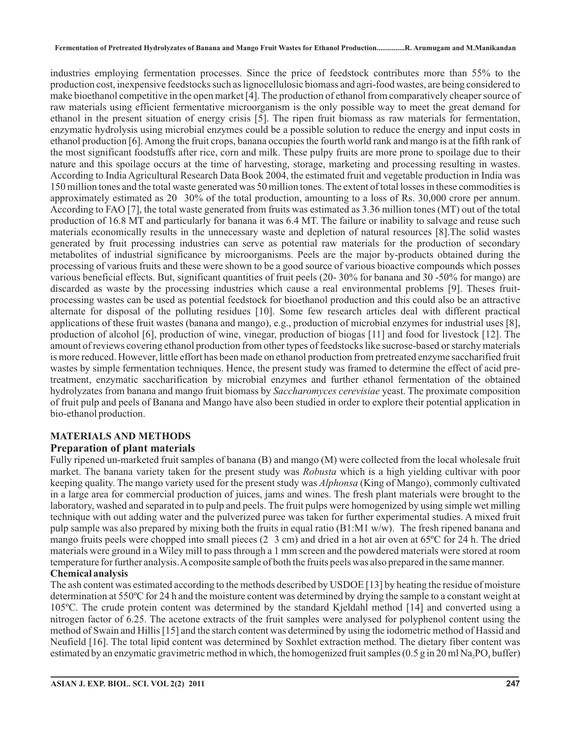industries employing fermentation processes. Since the price of feedstock contributes more than 55% to the production cost, inexpensive feedstocks such as lignocellulosic biomass and agri-food wastes, are being considered to make bioethanol competitive in the open market [4]. The production of ethanol from comparatively cheaper source of raw materials using efficient fermentative microorganism is the only possible way to meet the great demand for ethanol in the present situation of energy crisis [5]. The ripen fruit biomass as raw materials for fermentation, enzymatic hydrolysis using microbial enzymes could be a possible solution to reduce the energy and input costs in ethanol production [6]. Among the fruit crops, banana occupies the fourth world rank and mango is at the fifth rank of the most significant foodstuffs after rice, corn and milk. These pulpy fruits are more prone to spoilage due to their nature and this spoilage occurs at the time of harvesting, storage, marketing and processing resulting in wastes. According to India Agricultural Research Data Book 2004, the estimated fruit and vegetable production in India was 150 million tones and the total waste generated was 50 million tones. The extent of total losses in these commodities is approximately estimated as 20 30% of the total production, amounting to a loss of Rs. 30,000 crore per annum. According to FAO [7], the total waste generated from fruits was estimated as 3.36 million tones (MT) out of the total production of 16.8 MT and particularly for banana it was 6.4 MT. The failure or inability to salvage and reuse such materials economically results in the unnecessary waste and depletion of natural resources [8].The solid wastes generated by fruit processing industries can serve as potential raw materials for the production of secondary metabolites of industrial significance by microorganisms. Peels are the major by-products obtained during the processing of various fruits and these were shown to be a good source of various bioactive compounds which posses various beneficial effects. But, significant quantities of fruit peels (20- 30% for banana and 30 -50% for mango) are discarded as waste by the processing industries which cause a real environmental problems [9]. Theses fruit-processing wastes can be used as potential feedstock for bioethanol production and this could also be an attractive alternate for disposal of the polluting residues [10]. Some few research articles deal with different practical applications of these fruit wastes (banana and mango), e.g., production of microbial enzymes for industrial uses [8], production of alcohol [6], production of wine, vinegar, production of biogas [11] and food for livestock [12]. The amount of reviews covering ethanol production from other types of feedstocks like sucrose-based or starchy materials is more reduced. However, little effort has been made on ethanol production from pretreated enzyme saccharified fruit wastes by simple fermentation techniques. Hence, the present study was framed to determine the effect of acid pre-treatment, enzymatic saccharification by microbial enzymes and further ethanol fermentation of the obtained hydrolyzates from banana and mango fruit biomass by *Saccharomyces cerevisiae* yeast. The proximate composition of fruit pulp and peels of Banana and Mango have also been studied in order to explore their potential application in bio-ethanol production.

## MATERIALS AND METHODS

### Preparation of plant materials

Fully ripened un-marketed fruit samples of banana (B) and mango (M) were collected from the local wholesale fruit market. The banana variety taken for the present study was *Robusta* which is a high yielding cultivar with poor keeping quality. The mango variety used for the present study was *Alphonsa* (King of Mango), commonly cultivated in a large area for commercial production of juices, jams and wines. The fresh plant materials were brought to the laboratory, washed and separated in to pulp and peels. The fruit pulps were homogenized by using simple wet milling technique with out adding water and the pulverized puree was taken for further experimental studies. A mixed fruit pulp sample was also prepared by mixing both the fruits in equal ratio (B1:M1 w/w). The fresh ripened banana and mango fruits peels were chopped into small pieces (2 3 cm) and dried in a hot air oven at 65ºC for 24 h. The dried materials were ground in a Wiley mill to pass through a 1 mm screen and the powdered materials were stored at room temperature for further analysis. A composite sample of both the fruits peels was also prepared in the same manner.

### Chemical analysis

The ash content was estimated according to the methods described by USDOE [13] by heating the residue of moisture determination at 550ºC for 24 h and the moisture content was determined by drying the sample to a constant weight at 105ºC. The crude protein content was determined by the standard Kjeldahl method [14] and converted using a nitrogen factor of 6.25. The acetone extracts of the fruit samples were analysed for polyphenol content using the method of Swain and Hillis [15] and the starch content was determined by using the iodometric method of Hassid and Neufield [16]. The total lipid content was determined by Soxhlet extraction method. The dietary fiber content was estimated by an enzymatic gravimetric method in which, the homogenized fruit samples (0.5 g in 20 ml $Na_2PO_4$ buffer)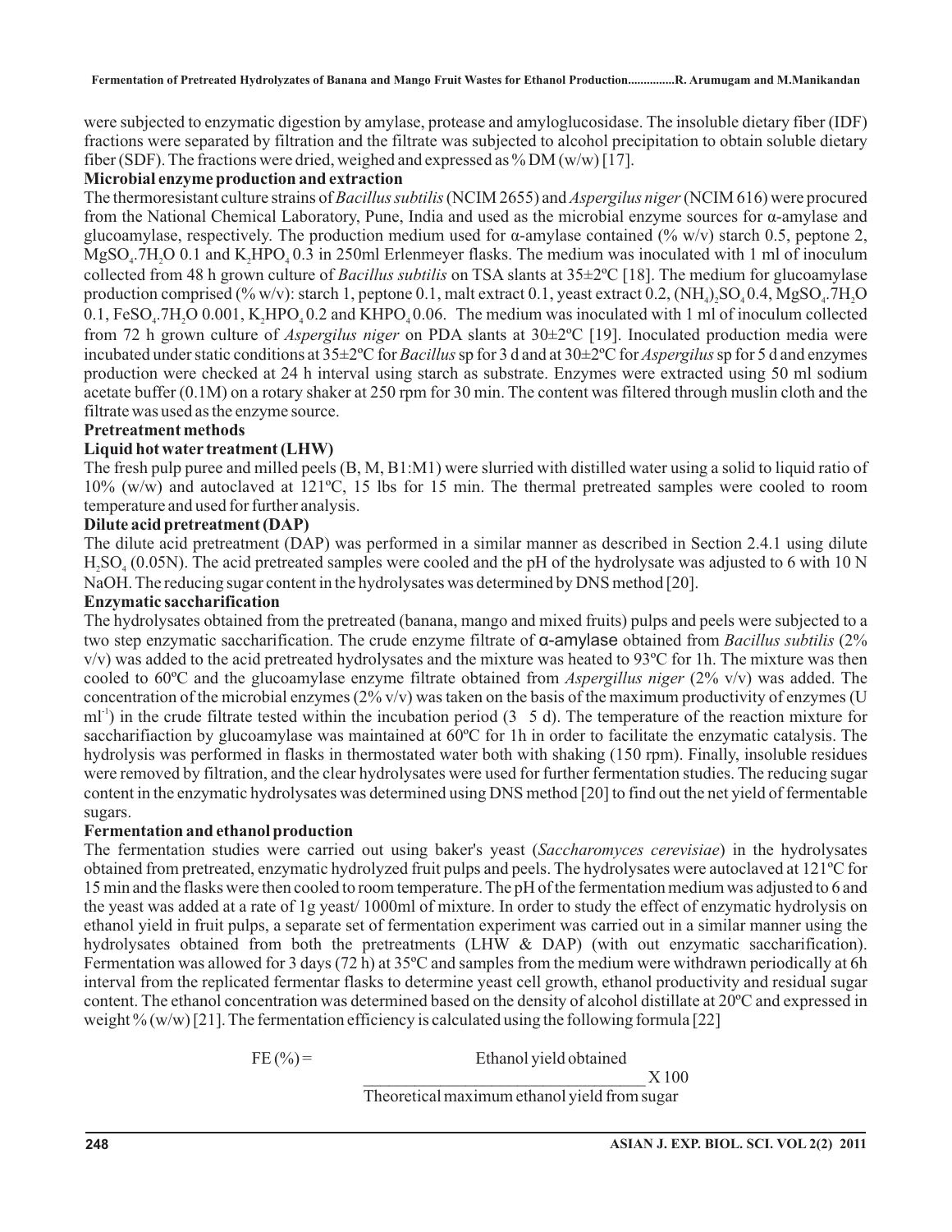were subjected to enzymatic digestion by amylase, protease and amyloglucosidase. The insoluble dietary fiber (IDF) fractions were separated by filtration and the filtrate was subjected to alcohol precipitation to obtain soluble dietary fiber (SDF). The fractions were dried, weighed and expressed as % DM (w/w) [17].

**Microbial enzyme production and extraction**

The thermoresistant culture strains of *Bacillus subtilis* (NCIM 2655) and *Aspergilus niger* (NCIM 616) were procured from the National Chemical Laboratory, Pune, India and used as the microbial enzyme sources for α-amylase and glucoamylase, respectively. The production medium used for α-amylase contained (% w/v) starch 0.5, peptone 2, $MgSO_4.7H_2O$ 0.1 and $K_2HPO_4$ 0.3 in 250ml Erlenmeyer flasks. The medium was inoculated with 1 ml of inoculum collected from 48 h grown culture of *Bacillus subtilis* on TSA slants at 35±2ºC [18]. The medium for glucoamylase production comprised (% w/v): starch 1, peptone 0.1, malt extract 0.1, yeast extract 0.2, $(NH_4)_2SO_4$ 0.4, $MgSO_4.7H_2O$ 0.1, $FeSO_4.7H_2O$ 0.001, $K_2HPO_4$ 0.2 and $KHPO_4$ 0.06. The medium was inoculated with 1 ml of inoculum collected from 72 h grown culture of *Aspergilus niger* on PDA slants at 30±2ºC [19]. Inoculated production media were incubated under static conditions at 35±2ºC for *Bacillus* sp for 3 d and at 30±2ºC for *Aspergilus* sp for 5 d and enzymes production were checked at 24 h interval using starch as substrate. Enzymes were extracted using 50 ml sodium acetate buffer (0.1M) on a rotary shaker at 250 rpm for 30 min. The content was filtered through muslin cloth and the filtrate was used as the enzyme source.

**Pretreatment methods**

**Liquid hot water treatment (LHW)**

The fresh pulp puree and milled peels (B, M, B1:M1) were slurried with distilled water using a solid to liquid ratio of 10% (w/w) and autoclaved at 121ºC, 15 lbs for 15 min. The thermal pretreated samples were cooled to room temperature and used for further analysis.

**Dilute acid pretreatment (DAP)**

The dilute acid pretreatment (DAP) was performed in a similar manner as described in Section 2.4.1 using dilute $H_2SO_4$ (0.05N). The acid pretreated samples were cooled and the pH of the hydrolysate was adjusted to 6 with 10 N NaOH. The reducing sugar content in the hydrolysates was determined by DNS method [20].

**Enzymatic saccharification**

The hydrolysates obtained from the pretreated (banana, mango and mixed fruits) pulps and peels were subjected to a two step enzymatic saccharification. The crude enzyme filtrate of α-amylase obtained from *Bacillus subtilis* (2% v/v) was added to the acid pretreated hydrolysates and the mixture was heated to 93ºC for 1h. The mixture was then cooled to 60ºC and the glucoamylase enzyme filtrate obtained from *Aspergillus niger* (2% v/v) was added. The concentration of the microbial enzymes (2% v/v) was taken on the basis of the maximum productivity of enzymes (U $ml^{-1}$) in the crude filtrate tested within the incubation period (3 5 d). The temperature of the reaction mixture for saccharifiaction by glucoamylase was maintained at 60ºC for 1h in order to facilitate the enzymatic catalysis. The hydrolysis was performed in flasks in thermostated water both with shaking (150 rpm). Finally, insoluble residues were removed by filtration, and the clear hydrolysates were used for further fermentation studies. The reducing sugar content in the enzymatic hydrolysates was determined using DNS method [20] to find out the net yield of fermentable sugars.

**Fermentation and ethanol production**

The fermentation studies were carried out using baker's yeast (*Saccharomyces cerevisiae*) in the hydrolysates obtained from pretreated, enzymatic hydrolyzed fruit pulps and peels. The hydrolysates were autoclaved at 121ºC for 15 min and the flasks were then cooled to room temperature. The pH of the fermentation medium was adjusted to 6 and the yeast was added at a rate of 1g yeast/ 1000ml of mixture. In order to study the effect of enzymatic hydrolysis on ethanol yield in fruit pulps, a separate set of fermentation experiment was carried out in a similar manner using the hydrolysates obtained from both the pretreatments (LHW & DAP) (with out enzymatic saccharification). Fermentation was allowed for 3 days (72 h) at 35ºC and samples from the medium were withdrawn periodically at 6h interval from the replicated fermentar flasks to determine yeast cell growth, ethanol productivity and residual sugar content. The ethanol concentration was determined based on the density of alcohol distillate at 20ºC and expressed in weight % (w/w) [21]. The fermentation efficiency is calculated using the following formula [22]

$$FE (\%) = \frac{\text{Ethanol yield obtained}}{\text{Theoretical maximum ethanol yield from sugar}} \times 100$$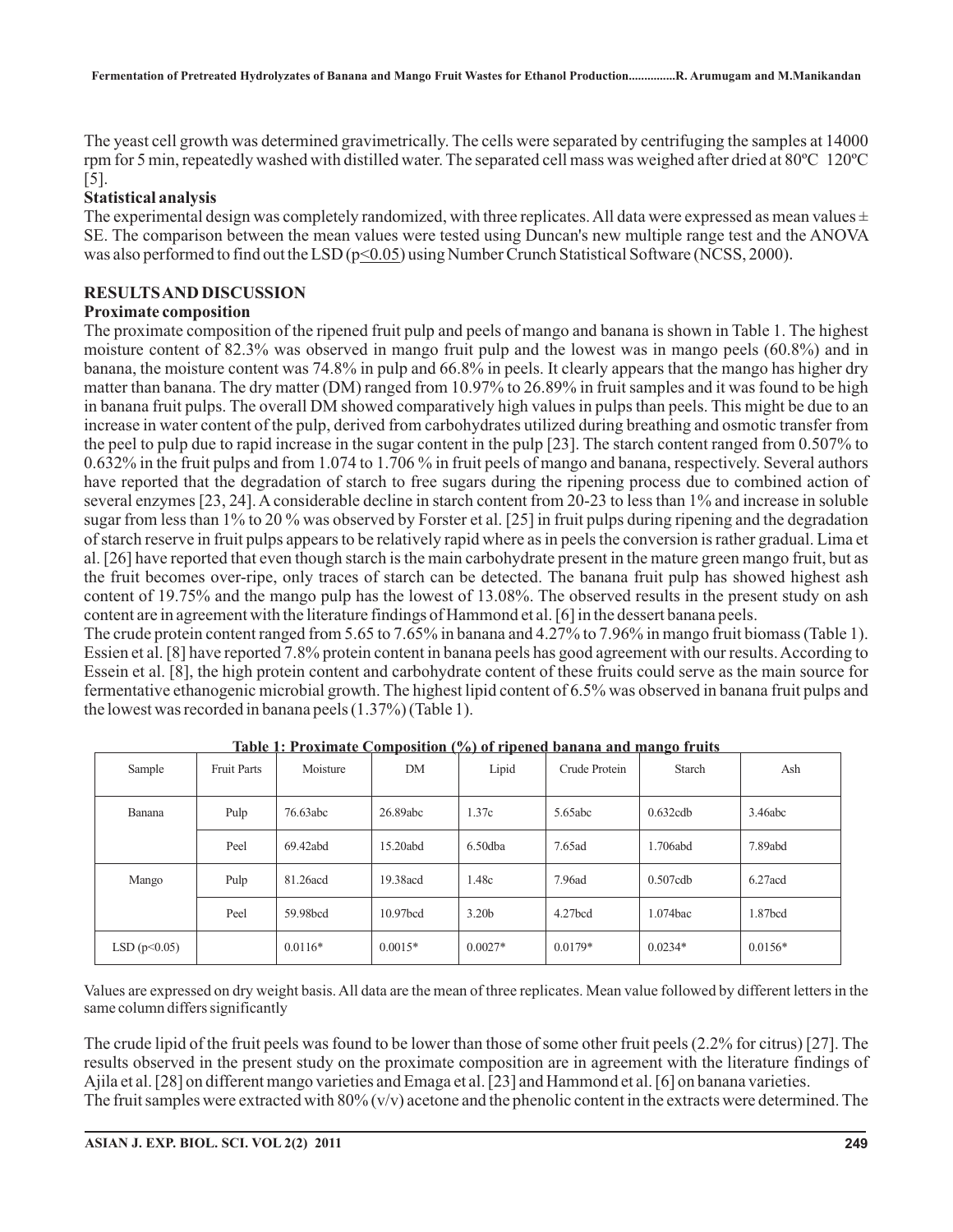The yeast cell growth was determined gravimetrically. The cells were separated by centrifuging the samples at 14000 rpm for 5 min, repeatedly washed with distilled water. The separated cell mass was weighed after dried at 80ºC 120ºC [5].

**Statistical analysis**

The experimental design was completely randomized, with three replicates. All data were expressed as mean values ± SE. The comparison between the mean values were tested using Duncan's new multiple range test and the ANOVA was also performed to find out the LSD ($p \leq 0.05$) using Number Crunch Statistical Software (NCSS, 2000).

## RESULTS AND DISCUSSION

**Proximate composition**

The proximate composition of the ripened fruit pulp and peels of mango and banana is shown in Table 1. The highest moisture content of 82.3% was observed in mango fruit pulp and the lowest was in mango peels (60.8%) and in banana, the moisture content was 74.8% in pulp and 66.8% in peels. It clearly appears that the mango has higher dry matter than banana. The dry matter (DM) ranged from 10.97% to 26.89% in fruit samples and it was found to be high in banana fruit pulps. The overall DM showed comparatively high values in pulps than peels. This might be due to an increase in water content of the pulp, derived from carbohydrates utilized during breathing and osmotic transfer from the peel to pulp due to rapid increase in the sugar content in the pulp [23]. The starch content ranged from 0.507% to 0.632% in the fruit pulps and from 1.074 to 1.706 % in fruit peels of mango and banana, respectively. Several authors have reported that the degradation of starch to free sugars during the ripening process due to combined action of several enzymes [23, 24]. A considerable decline in starch content from 20-23 to less than 1% and increase in soluble sugar from less than 1% to 20 % was observed by Forster et al. [25] in fruit pulps during ripening and the degradation of starch reserve in fruit pulps appears to be relatively rapid where as in peels the conversion is rather gradual. Lima et al. [26] have reported that even though starch is the main carbohydrate present in the mature green mango fruit, but as the fruit becomes over-ripe, only traces of starch can be detected. The banana fruit pulp has showed highest ash content of 19.75% and the mango pulp has the lowest of 13.08%. The observed results in the present study on ash content are in agreement with the literature findings of Hammond et al. [6] in the dessert banana peels.

The crude protein content ranged from 5.65 to 7.65% in banana and 4.27% to 7.96% in mango fruit biomass (Table 1). Essien et al. [8] have reported 7.8% protein content in banana peels has good agreement with our results. According to Essein et al. [8], the high protein content and carbohydrate content of these fruits could serve as the main source for fermentative ethanogenic microbial growth. The highest lipid content of 6.5% was observed in banana fruit pulps and the lowest was recorded in banana peels (1.37%) (Table 1).

**Table 1: Proximate Composition (%) of ripened banana and mango fruits**

| Sample | Fruit Parts | Moisture | DM | Lipid | Crude Protein | Starch | Ash |
|---|---|---|---|---|---|---|---|
| Banana | Pulp | 76.63abc | 26.89abc | 1.37c | 5.65abc | 0.632cdb | 3.46abc |
| | Peel | 69.42abd | 15.20abd | 6.50dba | 7.65ad | 1.706abd | 7.89abd |
| Mango | Pulp | 81.26acd | 19.38acd | 1.48c | 7.96ad | 0.507cdb | 6.27acd |
| | Peel | 59.98bcd | 10.97bcd | 3.20b | 4.27bcd | 1.074bac | 1.87bcd |
| LSD ($p<0.05$) | | 0.0116* | 0.0015* | 0.0027* | 0.0179* | 0.0234* | 0.0156* |

Values are expressed on dry weight basis. All data are the mean of three replicates. Mean value followed by different letters in the same column differs significantly

The crude lipid of the fruit peels was found to be lower than those of some other fruit peels (2.2% for citrus) [27]. The results observed in the present study on the proximate composition are in agreement with the literature findings of Ajila et al. [28] on different mango varieties and Emaga et al. [23] and Hammond et al. [6] on banana varieties.

The fruit samples were extracted with 80% (v/v) acetone and the phenolic content in the extracts were determined. The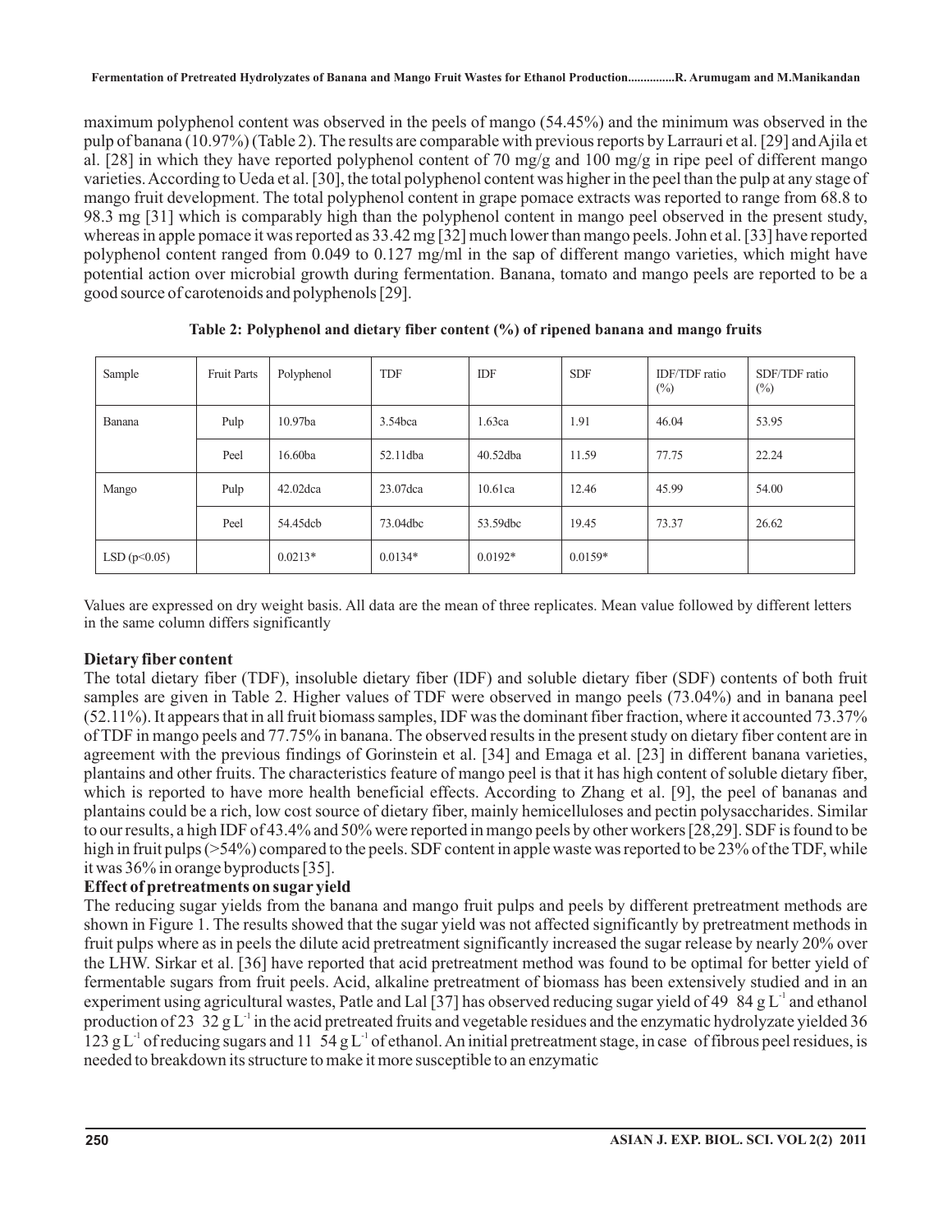maximum polyphenol content was observed in the peels of mango (54.45%) and the minimum was observed in the pulp of banana (10.97%) (Table 2). The results are comparable with previous reports by Larrauri et al. [29] and Ajila et al. [28] in which they have reported polyphenol content of 70 mg/g and 100 mg/g in ripe peel of different mango varieties. According to Ueda et al. [30], the total polyphenol content was higher in the peel than the pulp at any stage of mango fruit development. The total polyphenol content in grape pomace extracts was reported to range from 68.8 to 98.3 mg [31] which is comparably high than the polyphenol content in mango peel observed in the present study, whereas in apple pomace it was reported as 33.42 mg [32] much lower than mango peels. John et al. [33] have reported polyphenol content ranged from 0.049 to 0.127 mg/ml in the sap of different mango varieties, which might have potential action over microbial growth during fermentation. Banana, tomato and mango peels are reported to be a good source of carotenoids and polyphenols [29].

**Table 2: Polyphenol and dietary fiber content (%) of ripened banana and mango fruits**

| Sample | Fruit Parts | Polyphenol | TDF | IDF | SDF | IDF/TDF ratio (%) | SDF/TDF ratio (%) |
|---|---|---|---|---|---|---|---|
| Banana | Pulp | 10.97ba | 3.54bca | 1.63ca | 1.91 | 46.04 | 53.95 |
| | Peel | 16.60ba | 52.11dba | 40.52dba | 11.59 | 77.75 | 22.24 |
| Mango | Pulp | 42.02dca | 23.07dca | 10.61ca | 12.46 | 45.99 | 54.00 |
| | Peel | 54.45dcb | 73.04dbc | 53.59dbc | 19.45 | 73.37 | 26.62 |
| LSD ($p<0.05$) | | 0.0213* | 0.0134* | 0.0192* | 0.0159* | | |

Values are expressed on dry weight basis. All data are the mean of three replicates. Mean value followed by different letters in the same column differs significantly

**Dietary fiber content**

The total dietary fiber (TDF), insoluble dietary fiber (IDF) and soluble dietary fiber (SDF) contents of both fruit samples are given in Table 2. Higher values of TDF were observed in mango peels (73.04%) and in banana peel (52.11%). It appears that in all fruit biomass samples, IDF was the dominant fiber fraction, where it accounted 73.37% of TDF in mango peels and 77.75% in banana. The observed results in the present study on dietary fiber content are in agreement with the previous findings of Gorinstein et al. [34] and Emaga et al. [23] in different banana varieties, plantains and other fruits. The characteristics feature of mango peel is that it has high content of soluble dietary fiber, which is reported to have more health beneficial effects. According to Zhang et al. [9], the peel of bananas and plantains could be a rich, low cost source of dietary fiber, mainly hemicelluloses and pectin polysaccharides. Similar to our results, a high IDF of 43.4% and 50% were reported in mango peels by other workers [28,29]. SDF is found to be high in fruit pulps (>54%) compared to the peels. SDF content in apple waste was reported to be 23% of the TDF, while it was 36% in orange byproducts [35].

**Effect of pretreatments on sugar yield**

The reducing sugar yields from the banana and mango fruit pulps and peels by different pretreatment methods are shown in Figure 1. The results showed that the sugar yield was not affected significantly by pretreatment methods in fruit pulps where as in peels the dilute acid pretreatment significantly increased the sugar release by nearly 20% over the LHW. Sirkar et al. [36] have reported that acid pretreatment method was found to be optimal for better yield of fermentable sugars from fruit peels. Acid, alkaline pretreatment of biomass has been extensively studied and in an experiment using agricultural wastes, Patle and Lal [37] has observed reducing sugar yield of 49 84 $g L^{-1}$ and ethanol production of 23 32 $g L^{-1}$ in the acid pretreated fruits and vegetable residues and the enzymatic hydrolyzate yielded 36 123 $g L^{-1}$ of reducing sugars and 11 54 $g L^{-1}$ of ethanol. An initial pretreatment stage, in case of fibrous peel residues, is needed to breakdown its structure to make it more susceptible to an enzymatic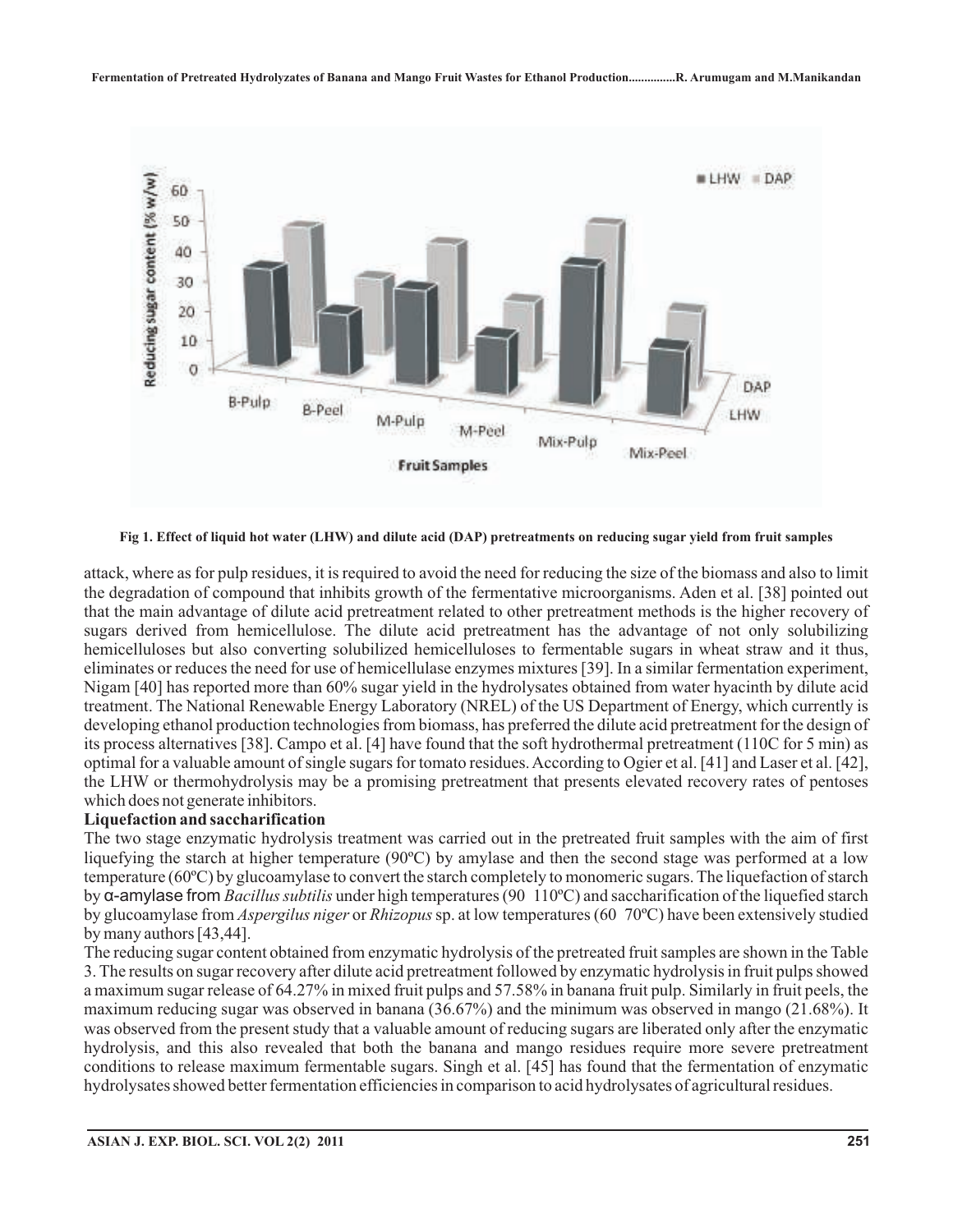Fig 1. Effect of liquid hot water (LHW) and dilute acid (DAP) pretreatments on reducing sugar yield from fruit samples

attack, where as for pulp residues, it is required to avoid the need for reducing the size of the biomass and also to limit the degradation of compound that inhibits growth of the fermentative microorganisms. Aden et al. [38] pointed out that the main advantage of dilute acid pretreatment related to other pretreatment methods is the higher recovery of sugars derived from hemicellulose. The dilute acid pretreatment has the advantage of not only solubilizing hemicelluloses but also converting solubilized hemicelluloses to fermentable sugars in wheat straw and it thus, eliminates or reduces the need for use of hemicellulase enzymes mixtures [39]. In a similar fermentation experiment, Nigam [40] has reported more than 60% sugar yield in the hydrolysates obtained from water hyacinth by dilute acid treatment. The National Renewable Energy Laboratory (NREL) of the US Department of Energy, which currently is developing ethanol production technologies from biomass, has preferred the dilute acid pretreatment for the design of its process alternatives [38]. Campo et al. [4] have found that the soft hydrothermal pretreatment (110C for 5 min) as optimal for a valuable amount of single sugars for tomato residues. According to Ogier et al. [41] and Laser et al. [42], the LHW or thermohydrolysis may be a promising pretreatment that presents elevated recovery rates of pentoses which does not generate inhibitors.

**Liquefaction and saccharification**

The two stage enzymatic hydrolysis treatment was carried out in the pretreated fruit samples with the aim of first liquefying the starch at higher temperature (90ºC) by amylase and then the second stage was performed at a low temperature (60ºC) by glucoamylase to convert the starch completely to monomeric sugars. The liquefaction of starch by α-amylase from *Bacillus subtilis* under high temperatures (90 110ºC) and saccharification of the liquefied starch by glucoamylase from *Aspergilus niger* or *Rhizopus* sp. at low temperatures (60 70ºC) have been extensively studied by many authors [43,44].

The reducing sugar content obtained from enzymatic hydrolysis of the pretreated fruit samples are shown in the Table 3. The results on sugar recovery after dilute acid pretreatment followed by enzymatic hydrolysis in fruit pulps showed a maximum sugar release of 64.27% in mixed fruit pulps and 57.58% in banana fruit pulp. Similarly in fruit peels, the maximum reducing sugar was observed in banana (36.67%) and the minimum was observed in mango (21.68%). It was observed from the present study that a valuable amount of reducing sugars are liberated only after the enzymatic hydrolysis, and this also revealed that both the banana and mango residues require more severe pretreatment conditions to release maximum fermentable sugars. Singh et al. [45] has found that the fermentation of enzymatic hydrolysates showed better fermentation efficiencies in comparison to acid hydrolysates of agricultural residues.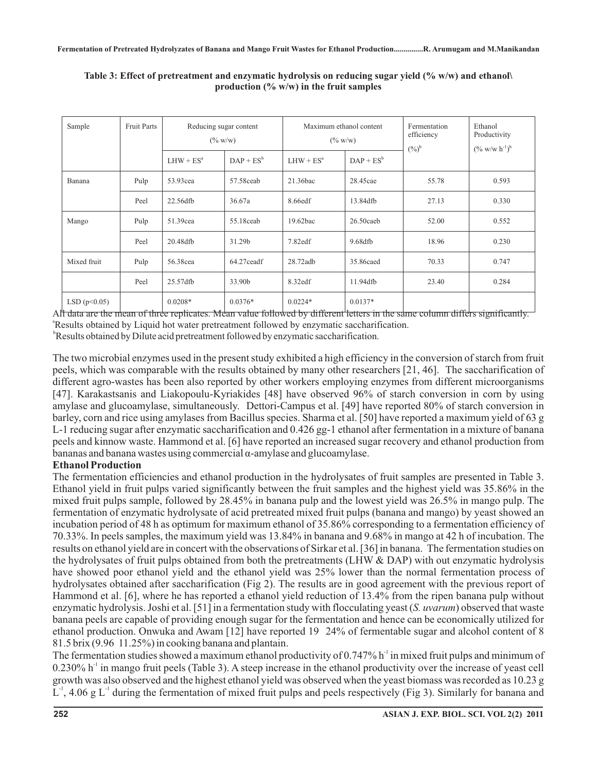**Table 3: Effect of pretreatment and enzymatic hydrolysis on reducing sugar yield (% w/w) and ethanol\ production (% w/w) in the fruit samples**

| Sample | Fruit Parts | Reducing sugar content (% w/w) | | Maximum ethanol content (% w/w) | | Fermentation efficiency (%)[b] | Ethanol Productivity (% w/w $h^{-1}$)[b] |
|---|---|---|---|---|---|---|---|
| | | LHW + ES[a] | DAP + ES[b] | LHW + ES[a] | DAP + ES[b] | | |
| Banana | Pulp | 53.93cea | 57.58ceab | 21.36bac | 28.45cae | 55.78 | 0.593 |
| | Peel | 22.56dfb | 36.67a | 8.66edf | 13.84dfb | 27.13 | 0.330 |
| Mango | Pulp | 51.39cea | 55.18ceab | 19.62bac | 26.50caeb | 52.00 | 0.552 |
| | Peel | 20.48dfb | 31.29b | 7.82edf | 9.68dfb | 18.96 | 0.230 |
| Mixed fruit | Pulp | 56.38cea | 64.27ceadf | 28.72adb | 35.86caed | 70.33 | 0.747 |
| | Peel | 25.57dfb | 33.90b | 8.32edf | 11.94dfb | 23.40 | 0.284 |
| LSD ($p<0.05$) | | 0.0208* | 0.0376* | 0.0224* | 0.0137* | | |

All data are the mean of three replicates. Mean value followed by different letters in the same column differs significantly.
[a]Results obtained by Liquid hot water pretreatment followed by enzymatic saccharification.
[b]Results obtained by Dilute acid pretreatment followed by enzymatic saccharification.

The two microbial enzymes used in the present study exhibited a high efficiency in the conversion of starch from fruit peels, which was comparable with the results obtained by many other researchers [21, 46]. The saccharification of different agro-wastes has been also reported by other workers employing enzymes from different microorganisms [47]. Karakastsanis and Liakopoulu-Kyriakides [48] have observed 96% of starch conversion in corn by using amylase and glucoamylase, simultaneously. Dettori-Campus et al. [49] have reported 80% of starch conversion in barley, corn and rice using amylases from Bacillus species. Sharma et al. [50] have reported a maximum yield of 63 g L-1 reducing sugar after enzymatic saccharification and 0.426 gg-1 ethanol after fermentation in a mixture of banana peels and kinnow waste. Hammond et al. [6] have reported an increased sugar recovery and ethanol production from bananas and banana wastes using commercial α-amylase and glucoamylase.

**Ethanol Production**

The fermentation efficiencies and ethanol production in the hydrolysates of fruit samples are presented in Table 3. Ethanol yield in fruit pulps varied significantly between the fruit samples and the highest yield was 35.86% in the mixed fruit pulps sample, followed by 28.45% in banana pulp and the lowest yield was 26.5% in mango pulp. The fermentation of enzymatic hydrolysate of acid pretreated mixed fruit pulps (banana and mango) by yeast showed an incubation period of 48 h as optimum for maximum ethanol of 35.86% corresponding to a fermentation efficiency of 70.33%. In peels samples, the maximum yield was 13.84% in banana and 9.68% in mango at 42 h of incubation. The results on ethanol yield are in concert with the observations of Sirkar et al. [36] in banana. The fermentation studies on the hydrolysates of fruit pulps obtained from both the pretreatments (LHW & DAP) with out enzymatic hydrolysis have showed poor ethanol yield and the ethanol yield was 25% lower than the normal fermentation process of hydrolysates obtained after saccharification (Fig 2). The results are in good agreement with the previous report of Hammond et al. [6], where he has reported a ethanol yield reduction of 13.4% from the ripen banana pulp without enzymatic hydrolysis. Joshi et al. [51] in a fermentation study with flocculating yeast (*S. uvarum*) observed that waste banana peels are capable of providing enough sugar for the fermentation and hence can be economically utilized for ethanol production. Onwuka and Awam [12] have reported 19 24% of fermentable sugar and alcohol content of 8 81.5 brix (9.96 11.25%) in cooking banana and plantain.

The fermentation studies showed a maximum ethanol productivity of 0.747% $h^{-1}$ in mixed fruit pulps and minimum of 0.230% $h^{-1}$ in mango fruit peels (Table 3). A steep increase in the ethanol productivity over the increase of yeast cell growth was also observed and the highest ethanol yield was observed when the yeast biomass was recorded as 10.23 g $L^{-1}$, 4.06 g $L^{-1}$ during the fermentation of mixed fruit pulps and peels respectively (Fig 3). Similarly for banana and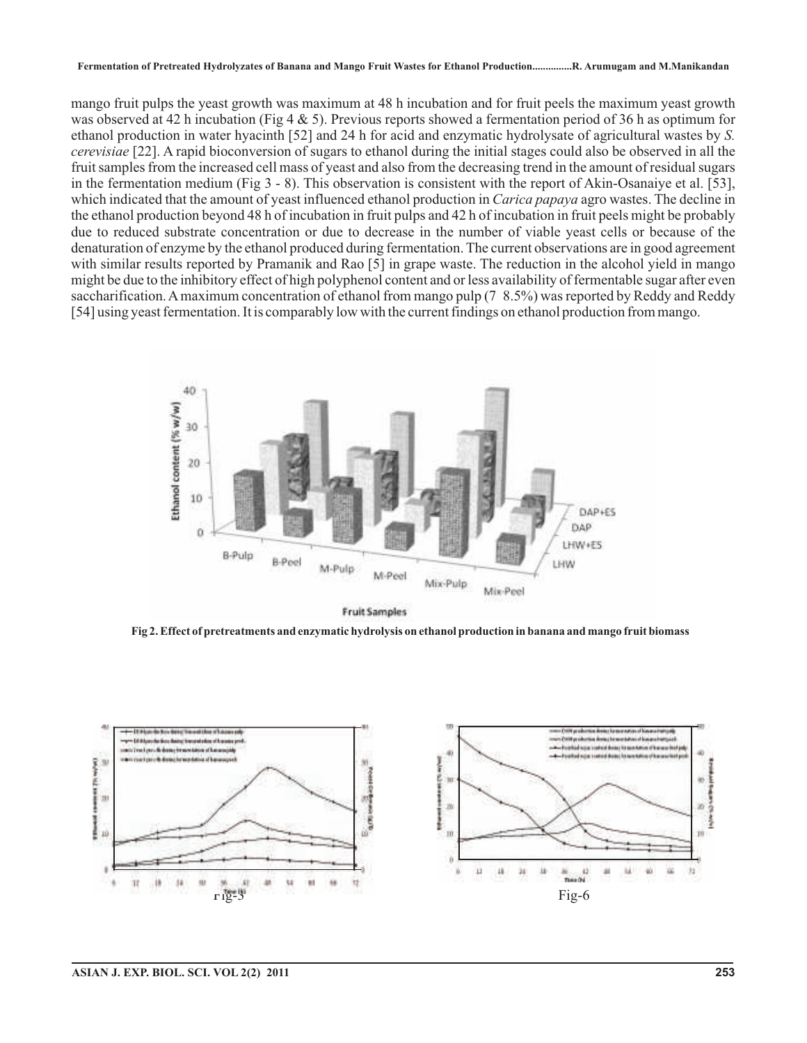mango fruit pulps the yeast growth was maximum at 48 h incubation and for fruit peels the maximum yeast growth was observed at 42 h incubation (Fig 4 & 5). Previous reports showed a fermentation period of 36 h as optimum for ethanol production in water hyacinth [52] and 24 h for acid and enzymatic hydrolysate of agricultural wastes by *S. cerevisiae* [22]. A rapid bioconversion of sugars to ethanol during the initial stages could also be observed in all the fruit samples from the increased cell mass of yeast and also from the decreasing trend in the amount of residual sugars in the fermentation medium (Fig 3 - 8). This observation is consistent with the report of Akin-Osanaiye et al. [53], which indicated that the amount of yeast influenced ethanol production in *Carica papaya* agro wastes. The decline in the ethanol production beyond 48 h of incubation in fruit pulps and 42 h of incubation in fruit peels might be probably due to reduced substrate concentration or due to decrease in the number of viable yeast cells or because of the denaturation of enzyme by the ethanol produced during fermentation. The current observations are in good agreement with similar results reported by Pramanik and Rao [5] in grape waste. The reduction in the alcohol yield in mango might be due to the inhibitory effect of high polyphenol content and or less availability of fermentable sugar after even saccharification. A maximum concentration of ethanol from mango pulp (7 8.5%) was reported by Reddy and Reddy [54] using yeast fermentation. It is comparably low with the current findings on ethanol production from mango.

**Fig 2. Effect of pretreatments and enzymatic hydrolysis on ethanol production in banana and mango fruit biomass**

Fig-3

Fig-6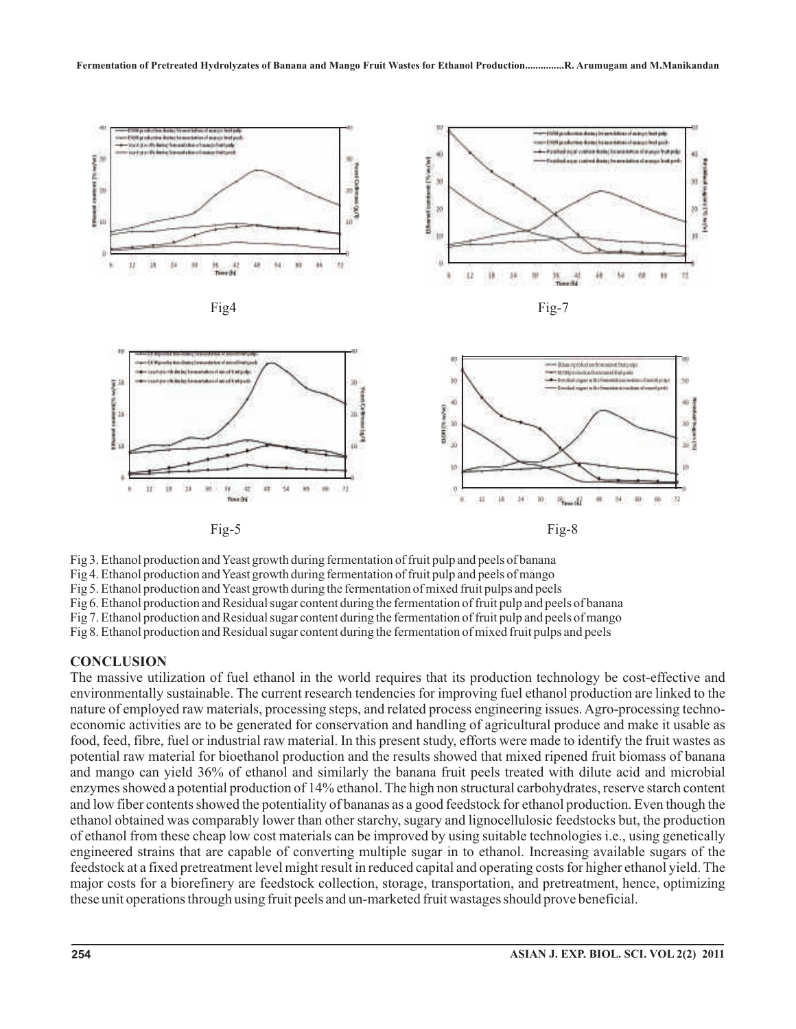Fig4

Fig-7

Fig-5

Fig-8

Fig 3. Ethanol production and Yeast growth during fermentation of fruit pulp and peels of banana
Fig 4. Ethanol production and Yeast growth during fermentation of fruit pulp and peels of mango
Fig 5. Ethanol production and Yeast growth during the fermentation of mixed fruit pulps and peels
Fig 6. Ethanol production and Residual sugar content during the fermentation of fruit pulp and peels of banana
Fig 7. Ethanol production and Residual sugar content during the fermentation of fruit pulp and peels of mango
Fig 8. Ethanol production and Residual sugar content during the fermentation of mixed fruit pulps and peels

## CONCLUSION

The massive utilization of fuel ethanol in the world requires that its production technology be cost-effective and environmentally sustainable. The current research tendencies for improving fuel ethanol production are linked to the nature of employed raw materials, processing steps, and related process engineering issues. Agro-processing techno-economic activities are to be generated for conservation and handling of agricultural produce and make it usable as food, feed, fibre, fuel or industrial raw material. In this present study, efforts were made to identify the fruit wastes as potential raw material for bioethanol production and the results showed that mixed ripened fruit biomass of banana and mango can yield 36% of ethanol and similarly the banana fruit peels treated with dilute acid and microbial enzymes showed a potential production of 14% ethanol. The high non structural carbohydrates, reserve starch content and low fiber contents showed the potentiality of bananas as a good feedstock for ethanol production. Even though the ethanol obtained was comparably lower than other starchy, sugary and lignocellulosic feedstocks but, the production of ethanol from these cheap low cost materials can be improved by using suitable technologies i.e., using genetically engineered strains that are capable of converting multiple sugar in to ethanol. Increasing available sugars of the feedstock at a fixed pretreatment level might result in reduced capital and operating costs for higher ethanol yield. The major costs for a biorefinery are feedstock collection, storage, transportation, and pretreatment, hence, optimizing these unit operations through using fruit peels and un-marketed fruit wastages should prove beneficial.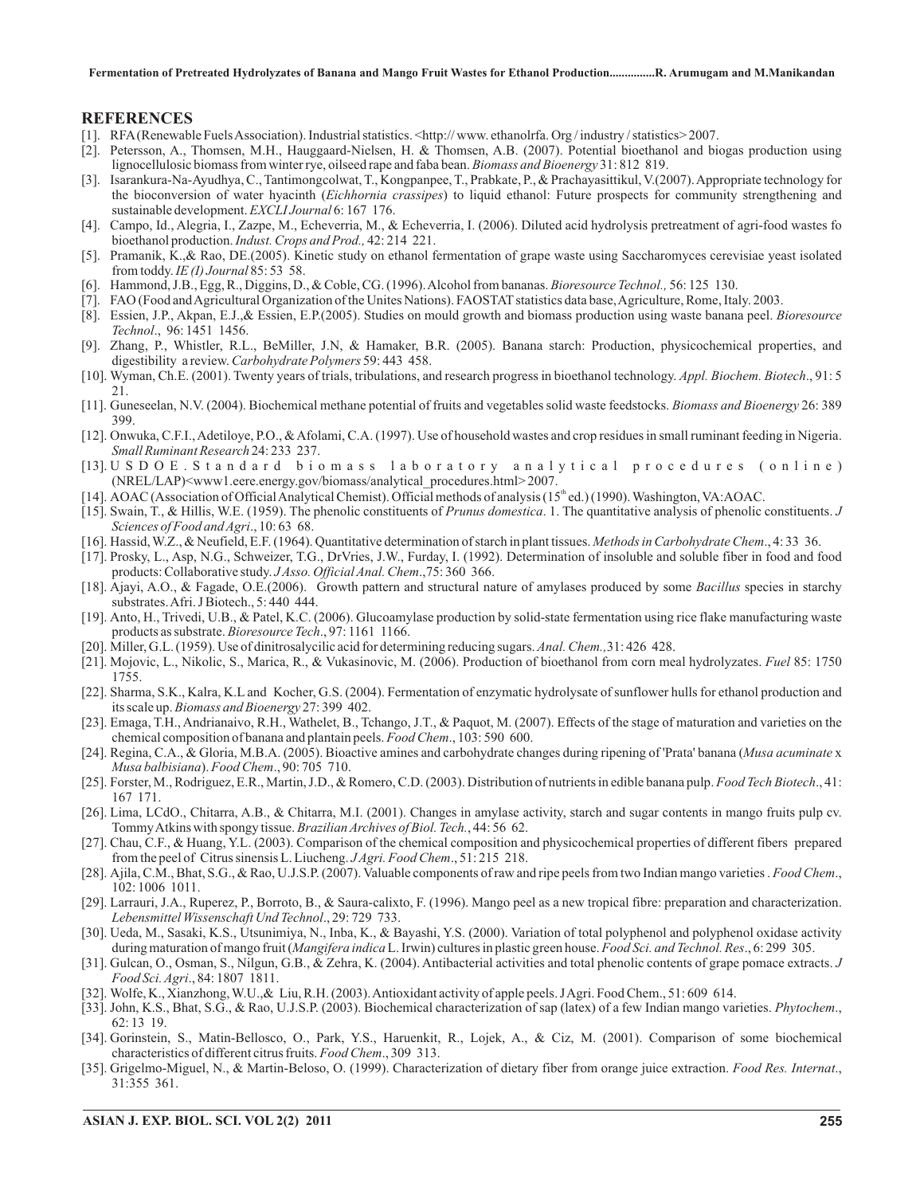## REFERENCES

[1]. RFA (Renewable Fuels Association). Industrial statistics. <http:// www. ethanolrfa. Org / industry / statistics> 2007.

[2]. Petersson, A., Thomsen, M.H., Hauggaard-Nielsen, H. & Thomsen, A.B. (2007). Potential bioethanol and biogas production using lignocellulosic biomass from winter rye, oilseed rape and faba bean. *Biomass and Bioenergy* 31: 812 819.

[3]. Isarankura-Na-Ayudhya, C., Tantimongcolwat, T., Kongpanpee, T., Prabkate, P., & Prachayasittikul, V.(2007). Appropriate technology for the bioconversion of water hyacinth (*Eichhornia crassipes*) to liquid ethanol: Future prospects for community strengthening and sustainable development. *EXCLI Journal* 6: 167 176.

[4]. Campo, Id., Alegria, I., Zazpe, M., Echeverria, M., & Echeverria, I. (2006). Diluted acid hydrolysis pretreatment of agri-food wastes fo bioethanol production. *Indust. Crops and Prod.,* 42: 214 221.

[5]. Pramanik, K.,& Rao, DE.(2005). Kinetic study on ethanol fermentation of grape waste using Saccharomyces cerevisiae yeast isolated from toddy. *IE (I) Journal* 85: 53 58.

[6]. Hammond, J.B., Egg, R., Diggins, D., & Coble, CG. (1996). Alcohol from bananas. *Bioresource Technol.,* 56: 125 130.

[7]. FAO (Food and Agricultural Organization of the Unites Nations). FAOSTAT statistics data base, Agriculture, Rome, Italy. 2003.

[8]. Essien, J.P., Akpan, E.J.,& Essien, E.P.(2005). Studies on mould growth and biomass production using waste banana peel. *Bioresource Technol*., 96: 1451 1456.

[9]. Zhang, P., Whistler, R.L., BeMiller, J.N, & Hamaker, B.R. (2005). Banana starch: Production, physicochemical properties, and digestibility a review. *Carbohydrate Polymers* 59: 443 458.

[10]. Wyman, Ch.E. (2001). Twenty years of trials, tribulations, and research progress in bioethanol technology. *Appl. Biochem. Biotech*., 91: 5 21.

[11]. Guneseelan, N.V. (2004). Biochemical methane potential of fruits and vegetables solid waste feedstocks. *Biomass and Bioenergy* 26: 389 399.

[12]. Onwuka, C.F.I., Adetiloye, P.O., & Afolami, C.A. (1997). Use of household wastes and crop residues in small ruminant feeding in Nigeria. *Small Ruminant Research* 24: 233 237.

[13]. U S D O E . Standard biomass laboratory analytical procedures (online) (NREL/LAP)<www1.eere.energy.gov/biomass/analytical_procedures.html> 2007.

[14]. AOAC (Association of Official Analytical Chemist). Official methods of analysis (15th ed.) (1990). Washington, VA:AOAC.

[15]. Swain, T., & Hillis, W.E. (1959). The phenolic constituents of *Prunus domestica*. 1. The quantitative analysis of phenolic constituents. *J Sciences of Food and Agri*., 10: 63 68.

[16]. Hassid, W.Z., & Neufield, E.F. (1964). Quantitative determination of starch in plant tissues. *Methods in Carbohydrate Chem*., 4: 33 36.

[17]. Prosky, L., Asp, N.G., Schweizer, T.G., DrVries, J.W., Furday, I. (1992). Determination of insoluble and soluble fiber in food and food products: Collaborative study. *J Asso. Official Anal. Chem*.,75: 360 366.

[18]. Ajayi, A.O., & Fagade, O.E.(2006). Growth pattern and structural nature of amylases produced by some *Bacillus* species in starchy substrates. Afri. J Biotech., 5: 440 444.

[19]. Anto, H., Trivedi, U.B., & Patel, K.C. (2006). Glucoamylase production by solid-state fermentation using rice flake manufacturing waste products as substrate. *Bioresource Tech*., 97: 1161 1166.

[20]. Miller, G.L. (1959). Use of dinitrosalycilic acid for determining reducing sugars. *Anal. Chem.,* 31: 426 428.

[21]. Mojovic, L., Nikolic, S., Marica, R., & Vukasinovic, M. (2006). Production of bioethanol from corn meal hydrolyzates. *Fuel* 85: 1750 1755.

[22]. Sharma, S.K., Kalra, K.L and Kocher, G.S. (2004). Fermentation of enzymatic hydrolysate of sunflower hulls for ethanol production and its scale up. *Biomass and Bioenergy* 27: 399 402.

[23]. Emaga, T.H., Andrianaivo, R.H., Wathelet, B., Tchango, J.T., & Paquot, M. (2007). Effects of the stage of maturation and varieties on the chemical composition of banana and plantain peels. *Food Chem*., 103: 590 600.

[24]. Regina, C.A., & Gloria, M.B.A. (2005). Bioactive amines and carbohydrate changes during ripening of 'Prata' banana (*Musa acuminate* x *Musa balbisiana*). *Food Chem*., 90: 705 710.

[25]. Forster, M., Rodriguez, E.R., Martin, J.D., & Romero, C.D. (2003). Distribution of nutrients in edible banana pulp. *Food Tech Biotech*., 41: 167 171.

[26]. Lima, LCdO., Chitarra, A.B., & Chitarra, M.I. (2001). Changes in amylase activity, starch and sugar contents in mango fruits pulp cv. Tommy Atkins with spongy tissue. *Brazilian Archives of Biol. Tech.*, 44: 56 62.

[27]. Chau, C.F., & Huang, Y.L. (2003). Comparison of the chemical composition and physicochemical properties of different fibers prepared from the peel of Citrus sinensis L. Liucheng. *J Agri. Food Chem*., 51: 215 218.

[28]. Ajila, C.M., Bhat, S.G., & Rao, U.J.S.P. (2007). Valuable components of raw and ripe peels from two Indian mango varieties . *Food Chem*., 102: 1006 1011.

[29]. Larrauri, J.A., Ruperez, P., Borroto, B., & Saura-calixto, F. (1996). Mango peel as a new tropical fibre: preparation and characterization. *Lebensmittel Wissenschaft Und Technol*., 29: 729 733.

[30]. Ueda, M., Sasaki, K.S., Utsunimiya, N., Inba, K., & Bayashi, Y.S. (2000). Variation of total polyphenol and polyphenol oxidase activity during maturation of mango fruit (*Mangifera indica* L. Irwin) cultures in plastic green house. *Food Sci. and Technol. Res*., 6: 299 305.

[31]. Gulcan, O., Osman, S., Nilgun, G.B., & Zehra, K. (2004). Antibacterial activities and total phenolic contents of grape pomace extracts. *J Food Sci. Agri*., 84: 1807 1811.

[32]. Wolfe, K., Xianzhong, W.U.,& Liu, R.H. (2003). Antioxidant activity of apple peels. J Agri. Food Chem., 51: 609 614.

[33]. John, K.S., Bhat, S.G., & Rao, U.J.S.P. (2003). Biochemical characterization of sap (latex) of a few Indian mango varieties. *Phytochem*., 62: 13 19.

[34]. Gorinstein, S., Matin-Bellosco, O., Park, Y.S., Haruenkit, R., Lojek, A., & Ciz, M. (2001). Comparison of some biochemical characteristics of different citrus fruits. *Food Chem*., 309 313.

[35]. Grigelmo-Miguel, N., & Martin-Beloso, O. (1999). Characterization of dietary fiber from orange juice extraction. *Food Res. Internat*., 31:355 361.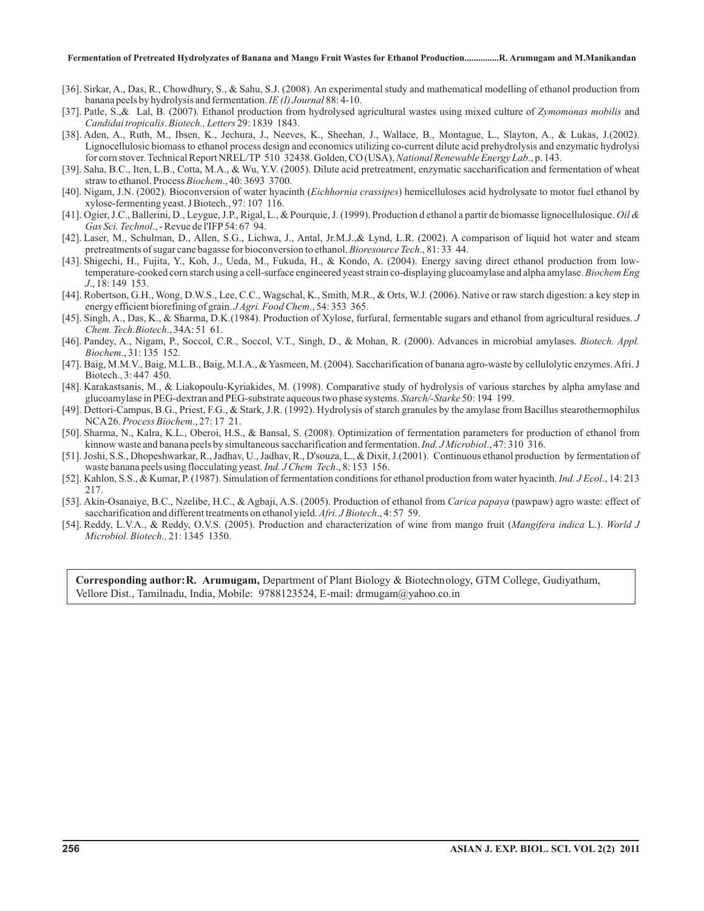[36]. Sirkar, A., Das, R., Chowdhury, S., & Sahu, S.J. (2008). An experimental study and mathematical modelling of ethanol production from banana peels by hydrolysis and fermentation. *IE (I) Journal* 88: 4-10.

[37]. Patle, S.,& Lal, B. (2007). Ethanol production from hydrolysed agricultural wastes using mixed culture of *Zymomonas mobilis* and *Candidai tropicalis*. *Biotech., Letters* 29: 1839 1843.

[38]. Aden, A., Ruth, M., Ibsen, K., Jechura, J., Neeves, K., Sheehan, J., Wallace, B., Montague, L., Slayton, A., & Lukas, J.(2002). Lignocellulosic biomass to ethanol process design and economics utilizing co-current dilute acid prehydrolysis and enzymatic hydrolysi for corn stover. Technical Report NREL/TP 510 32438. Golden, CO (USA), *National Renewable Energy Lab*., p. 143.

[39]. Saha, B.C., Iten, L.B., Cotta, M.A., & Wu, Y.V. (2005). Dilute acid pretreatment, enzymatic saccharification and fermentation of wheat straw to ethanol. Process *Biochem*., 40: 3693 3700.

[40]. Nigam, J.N. (2002). Bioconversion of water hyacinth (*Eichhornia crassipes*) hemicelluloses acid hydrolysate to motor fuel ethanol by xylose-fermenting yeast. J Biotech., 97: 107 116.

[41]. Ogier, J.C., Ballerini, D., Leygue, J.P., Rigal, L., & Pourquie, J. (1999). Production d ethanol a partir de biomasse lignocellulosique. *Oil & Gas Sci. Technol*., - Revue de l'IFP 54: 67 94.

[42]. Laser, M., Schulman, D., Allen, S.G., Lichwa, J., Antal, Jr.M.J.,& Lynd, L.R. (2002). A comparison of liquid hot water and steam pretreatments of sugar cane bagasse for bioconversion to ethanol. *Bioresource Tech*., 81: 33 44.

[43]. Shigechi, H., Fujita, Y., Koh, J., Ueda, M., Fukuda, H., & Kondo, A. (2004). Energy saving direct ethanol production from low-temperature-cooked corn starch using a cell-surface engineered yeast strain co-displaying glucoamylase and alpha amylase. *Biochem Eng J*., 18: 149 153.

[44]. Robertson, G.H., Wong, D.W.S., Lee, C.C., Wagschal, K., Smith, M.R., & Orts, W.J. (2006). Native or raw starch digestion: a key step in energy efficient biorefining of grain. *J Agri. Food Chem*., 54: 353 365.

[45]. Singh, A., Das, K., & Sharma, D.K.(1984). Production of Xylose, furfural, fermentable sugars and ethanol from agricultural residues. *J Chem. Tech.Biotech*., 34A: 51 61.

[46]. Pandey, A., Nigam, P., Soccol, C.R., Soccol, V.T., Singh, D., & Mohan, R. (2000). Advances in microbial amylases. *Biotech. Appl. Biochem*., 31: 135 152.

[47]. Baig, M.M.V., Baig, M.L.B., Baig, M.I.A., & Yasmeen, M. (2004). Saccharification of banana agro-waste by cellulolytic enzymes. Afri. J Biotech., 3: 447 450.

[48]. Karakastsanis, M., & Liakopoulu-Kyriakides, M. (1998). Comparative study of hydrolysis of various starches by alpha amylase and glucoamylase in PEG-dextran and PEG-substrate aqueous two phase systems. *Starch/-Starke* 50: 194 199.

[49]. Dettori-Campus, B.G., Priest, F.G., & Stark, J.R. (1992). Hydrolysis of starch granules by the amylase from Bacillus stearothermophilus NCA 26. *Process Biochem*., 27: 17 21.

[50]. Sharma, N., Kalra, K.L., Oberoi, H.S., & Bansal, S. (2008). Optimization of fermentation parameters for production of ethanol from kinnow waste and banana peels by simultaneous saccharification and fermentation. *Ind. J Microbiol*., 47: 310 316.

[51]. Joshi, S.S., Dhopeshwarkar, R., Jadhav, U., Jadhav, R., D'souza, L., & Dixit, J.(2001). Continuous ethanol production by fermentation of waste banana peels using flocculating yeast. *Ind. J Chem Tech*., 8: 153 156.

[52]. Kahlon, S.S., & Kumar, P. (1987). Simulation of fermentation conditions for ethanol production from water hyacinth. *Ind. J Ecol*., 14: 213 217.

[53]. Akin-Osanaiye, B.C., Nzelibe, H.C., & Agbaji, A.S. (2005). Production of ethanol from *Carica papaya* (pawpaw) agro waste: effect of saccharification and different treatments on ethanol yield. *Afri. J Biotech*., 4: 57 59.

[54]. Reddy, L.V.A., & Reddy, O.V.S. (2005). Production and characterization of wine from mango fruit (*Mangifera indica* L.). *World J Microbiol. Biotech.,* 21: 1345 1350.

**Corresponding author: R. Arumugam,** Department of Plant Biology & Biotechnology, GTM College, Gudiyatham, Vellore Dist., Tamilnadu, India, Mobile: 9788123524, E-mail: drmugam@yahoo.co.in